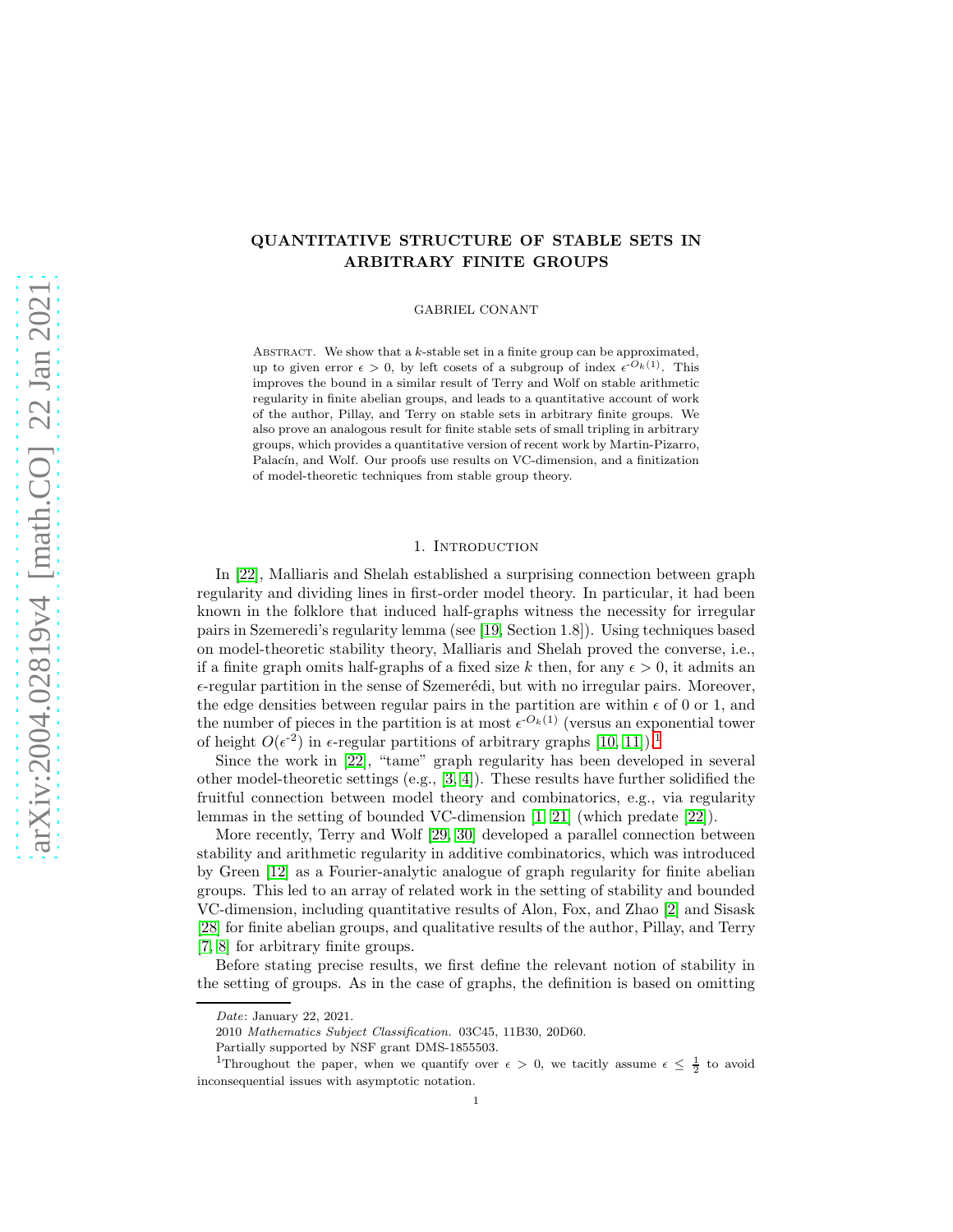# QUANTITATIVE STRUCTURE OF STABLE SETS IN ARBITRARY FINITE GROUPS

GABRIEL CONANT

Abstract. We show that a $k$-stable set in a finite group can be approximated, up to given error $\epsilon > 0$, by left cosets of a subgroup of index $\epsilon^{-O_k(1)}$. This improves the bound in a similar result of Terry and Wolf on stable arithmetic regularity in finite abelian groups, and leads to a quantitative account of work of the author, Pillay, and Terry on stable sets in arbitrary finite groups. We also prove an analogous result for finite stable sets of small tripling in arbitrary groups, which provides a quantitative version of recent work by Martin-Pizarro, Palacín, and Wolf. Our proofs use results on VC-dimension, and a finitization of model-theoretic techniques from stable group theory.

## 1. Introduction

In [22], Malliaris and Shelah established a surprising connection between graph regularity and dividing lines in first-order model theory. In particular, it had been known in the folklore that induced half-graphs witness the necessity for irregular pairs in Szemeredi's regularity lemma (see [19, Section 1.8]). Using techniques based on model-theoretic stability theory, Malliaris and Shelah proved the converse, i.e., if a finite graph omits half-graphs of a fixed size $k$ then, for any $\epsilon > 0$, it admits an $\epsilon$-regular partition in the sense of Szemerédi, but with no irregular pairs. Moreover, the edge densities between regular pairs in the partition are within $\epsilon$ of 0 or 1, and the number of pieces in the partition is at most $\epsilon^{-O_k(1)}$ (versus an exponential tower of height $O(\epsilon^{-2})$ in $\epsilon$-regular partitions of arbitrary graphs [10, 11]).[1]

Since the work in [22], "tame" graph regularity has been developed in several other model-theoretic settings (e.g., [3, 4]). These results have further solidified the fruitful connection between model theory and combinatorics, e.g., via regularity lemmas in the setting of bounded VC-dimension [1, 21] (which predate [22]).

More recently, Terry and Wolf [29, 30] developed a parallel connection between stability and arithmetic regularity in additive combinatorics, which was introduced by Green [12] as a Fourier-analytic analogue of graph regularity for finite abelian groups. This led to an array of related work in the setting of stability and bounded VC-dimension, including quantitative results of Alon, Fox, and Zhao [2] and Sisask [28] for finite abelian groups, and qualitative results of the author, Pillay, and Terry [7, 8] for arbitrary finite groups.

Before stating precise results, we first define the relevant notion of stability in the setting of groups. As in the case of graphs, the definition is based on omitting

*Date*: January 22, 2021.

2010 *Mathematics Subject Classification.* 03C45, 11B30, 20D60.

Partially supported by NSF grant DMS-1855503.

[1]Throughout the paper, when we quantify over $\epsilon > 0$, we tacitly assume $\epsilon \leq \frac{1}{2}$ to avoid inconsequential issues with asymptotic notation.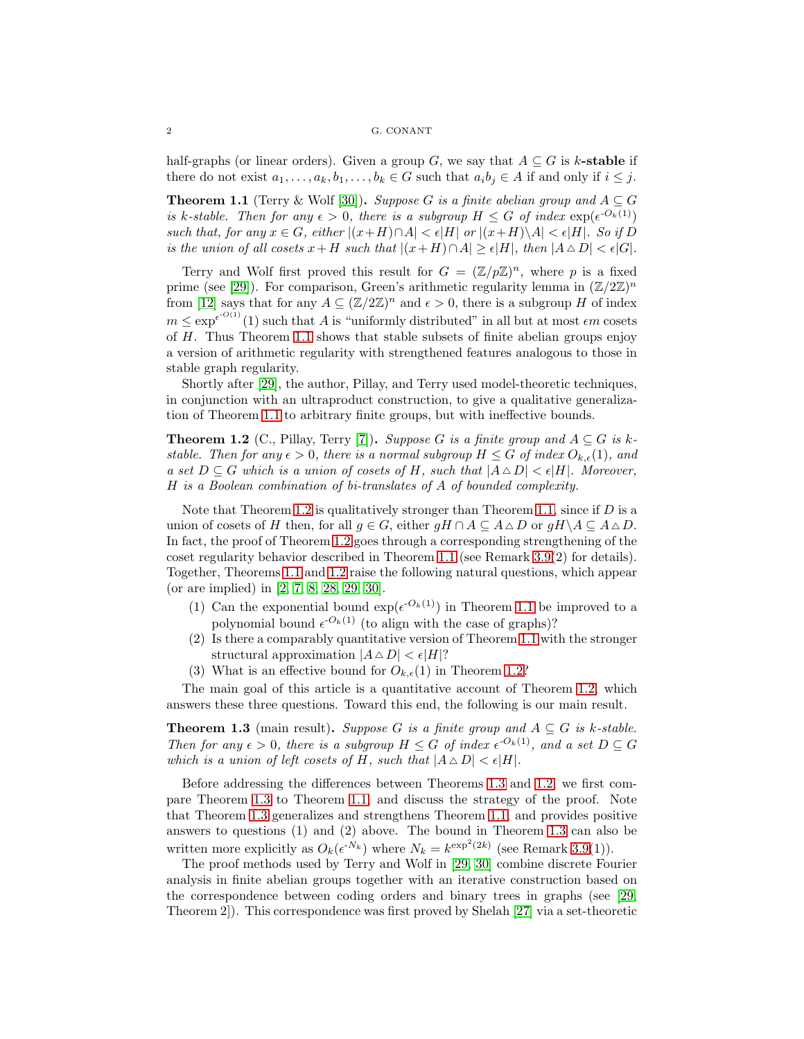half-graphs (or linear orders). Given a group $G$, we say that $A \subseteq G$ is $k$**-stable** if there do not exist $a_1, \ldots, a_k, b_1, \ldots, b_k \in G$ such that $a_i b_j \in A$ if and only if $i \leq j$.

**Theorem 1.1** (Terry & Wolf [30])**.** *Suppose $G$ is a finite abelian group and $A \subseteq G$ is $k$-stable. Then for any $\epsilon > 0$, there is a subgroup $H \leq G$ of index $\exp(\epsilon^{-O_k(1)})$ such that, for any $x \in G$, either $|(x+H) \cap A| < \epsilon|H|$ or $|(x+H) \backslash A| < \epsilon|H|$. So if $D$ is the union of all cosets $x+H$ such that $|(x+H)\cap A| \geq \epsilon|H|$, then $|A \triangle D| < \epsilon|G|$.*

Terry and Wolf first proved this result for $G = (\mathbb{Z}/p\mathbb{Z})^n$, where $p$ is a fixed prime (see [29]). For comparison, Green's arithmetic regularity lemma in $(\mathbb{Z}/2\mathbb{Z})^n$ from [12] says that for any $A \subseteq (\mathbb{Z}/2\mathbb{Z})^n$ and $\epsilon > 0$, there is a subgroup $H$ of index $m \leq \exp^{\epsilon^{-O(1)}}(1)$ such that $A$ is "uniformly distributed" in all but at most $\epsilon m$ cosets of $H$. Thus Theorem 1.1 shows that stable subsets of finite abelian groups enjoy a version of arithmetic regularity with strengthened features analogous to those in stable graph regularity.

Shortly after [29], the author, Pillay, and Terry used model-theoretic techniques, in conjunction with an ultraproduct construction, to give a qualitative generalization of Theorem 1.1 to arbitrary finite groups, but with ineffective bounds.

**Theorem 1.2** (C., Pillay, Terry [7])**.** *Suppose $G$ is a finite group and $A \subseteq G$ is $k$-stable. Then for any $\epsilon > 0$, there is a normal subgroup $H \leq G$ of index $O_{k,\epsilon}(1)$, and a set $D \subseteq G$ which is a union of cosets of $H$, such that $|A \triangle D| < \epsilon|H|$. Moreover, $H$ is a Boolean combination of bi-translates of $A$ of bounded complexity.*

Note that Theorem 1.2 is qualitatively stronger than Theorem 1.1, since if $D$ is a union of cosets of $H$ then, for all $g \in G$, either $gH \cap A \subseteq A \triangle D$ or $gH \backslash A \subseteq A \triangle D$. In fact, the proof of Theorem 1.2 goes through a corresponding strengthening of the coset regularity behavior described in Theorem 1.1 (see Remark 3.9(2) for details). Together, Theorems 1.1 and 1.2 raise the following natural questions, which appear (or are implied) in [2, 7, 8, 28, 29, 30].

1. Can the exponential bound $\exp(\epsilon^{-O_k(1)})$ in Theorem 1.1 be improved to a polynomial bound $\epsilon^{-O_k(1)}$ (to align with the case of graphs)?
2. Is there a comparably quantitative version of Theorem 1.1 with the stronger structural approximation $|A \triangle D| < \epsilon|H|$?
3. What is an effective bound for $O_{k,\epsilon}(1)$ in Theorem 1.2?

The main goal of this article is a quantitative account of Theorem 1.2, which answers these three questions. Toward this end, the following is our main result.

**Theorem 1.3** (main result)**.** *Suppose $G$ is a finite group and $A \subseteq G$ is $k$-stable. Then for any $\epsilon > 0$, there is a subgroup $H \leq G$ of index $\epsilon^{-O_k(1)}$, and a set $D \subseteq G$ which is a union of left cosets of $H$, such that $|A \triangle D| < \epsilon|H|$.*

Before addressing the differences between Theorems 1.3 and 1.2, we first compare Theorem 1.3 to Theorem 1.1, and discuss the strategy of the proof. Note that Theorem 1.3 generalizes and strengthens Theorem 1.1, and provides positive answers to questions (1) and (2) above. The bound in Theorem 1.3 can also be written more explicitly as $O_k(\epsilon^{-N_k})$ where $N_k = k^{\exp^2(2k)}$ (see Remark 3.9(1)).

The proof methods used by Terry and Wolf in [29, 30] combine discrete Fourier analysis in finite abelian groups together with an iterative construction based on the correspondence between coding orders and binary trees in graphs (see [29, Theorem 2]). This correspondence was first proved by Shelah [27] via a set-theoretic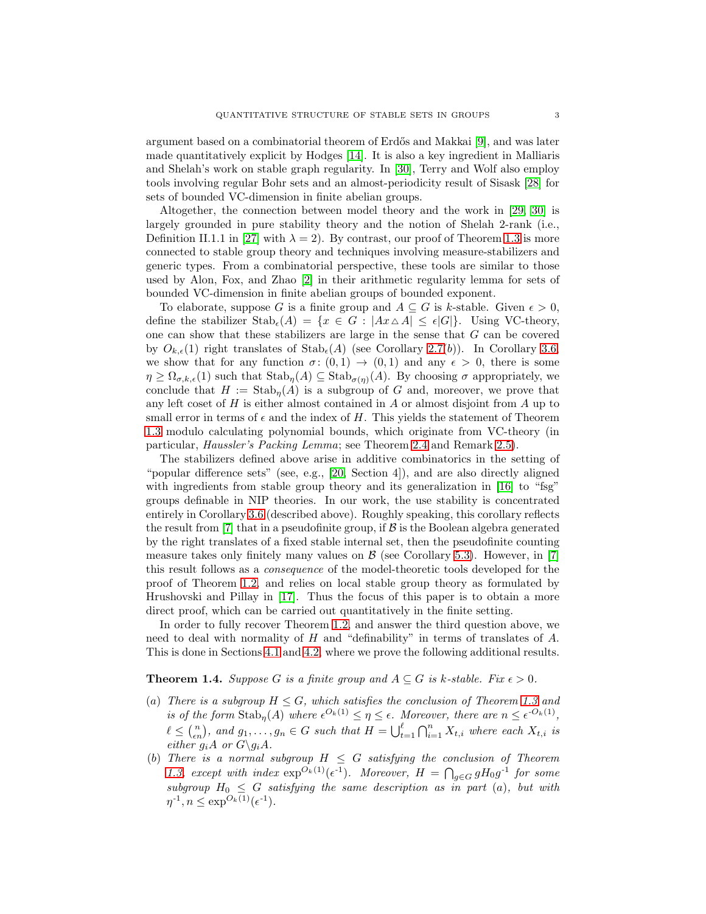argument based on a combinatorial theorem of Erdős and Makkai [9], and was later made quantitatively explicit by Hodges [14]. It is also a key ingredient in Malliaris and Shelah's work on stable graph regularity. In [30], Terry and Wolf also employ tools involving regular Bohr sets and an almost-periodicity result of Sisask [28] for sets of bounded VC-dimension in finite abelian groups.

Altogether, the connection between model theory and the work in [29, 30] is largely grounded in pure stability theory and the notion of Shelah 2-rank (i.e., Definition II.1.1 in [27] with $\lambda = 2$). By contrast, our proof of Theorem 1.3 is more connected to stable group theory and techniques involving measure-stabilizers and generic types. From a combinatorial perspective, these tools are similar to those used by Alon, Fox, and Zhao [2] in their arithmetic regularity lemma for sets of bounded VC-dimension in finite abelian groups of bounded exponent.

To elaborate, suppose $G$ is a finite group and $A \subseteq G$ is $k$-stable. Given $\epsilon > 0$, define the stabilizer $\mathrm{Stab}_\epsilon(A) = \{x \in G : |Ax \triangle A| \leq \epsilon|G|\}$. Using VC-theory, one can show that these stabilizers are large in the sense that $G$ can be covered by $O_{k,\epsilon}(1)$ right translates of $\mathrm{Stab}_\epsilon(A)$ (see Corollary 2.7(b)). In Corollary 3.6, we show that for any function $\sigma\colon (0,1) \to (0,1)$ and any $\epsilon > 0$, there is some $\eta \geq \Omega_{\sigma,k,\epsilon}(1)$ such that $\mathrm{Stab}_\eta(A) \subseteq \mathrm{Stab}_{\sigma(\eta)}(A)$. By choosing $\sigma$ appropriately, we conclude that $H := \mathrm{Stab}_\eta(A)$ is a subgroup of $G$ and, moreover, we prove that any left coset of $H$ is either almost contained in $A$ or almost disjoint from $A$ up to small error in terms of $\epsilon$ and the index of $H$. This yields the statement of Theorem 1.3 modulo calculating polynomial bounds, which originate from VC-theory (in particular, *Haussler's Packing Lemma*; see Theorem 2.4 and Remark 2.5).

The stabilizers defined above arise in additive combinatorics in the setting of "popular difference sets" (see, e.g., [20, Section 4]), and are also directly aligned with ingredients from stable group theory and its generalization in [16] to "fsg" groups definable in NIP theories. In our work, the use stability is concentrated entirely in Corollary 3.6 (described above). Roughly speaking, this corollary reflects the result from [7] that in a pseudofinite group, if $\mathcal{B}$ is the Boolean algebra generated by the right translates of a fixed stable internal set, then the pseudofinite counting measure takes only finitely many values on $\mathcal{B}$ (see Corollary 5.3). However, in [7] this result follows as a *consequence* of the model-theoretic tools developed for the proof of Theorem 1.2, and relies on local stable group theory as formulated by Hrushovski and Pillay in [17]. Thus the focus of this paper is to obtain a more direct proof, which can be carried out quantitatively in the finite setting.

In order to fully recover Theorem 1.2, and answer the third question above, we need to deal with normality of $H$ and "definability" in terms of translates of $A$. This is done in Sections 4.1 and 4.2, where we prove the following additional results.

**Theorem 1.4.** *Suppose $G$ is a finite group and $A \subseteq G$ is $k$-stable. Fix $\epsilon > 0$.*

*(a) There is a subgroup $H \leq G$, which satisfies the conclusion of Theorem 1.3 and is of the form $\mathrm{Stab}_\eta(A)$ where $\epsilon^{O_k(1)} \leq \eta \leq \epsilon$. Moreover, there are $n \leq \epsilon^{-O_k(1)}$, $\ell \leq \binom{n}{\epsilon n}$, and $g_1, \ldots, g_n \in G$ such that $H = \bigcup_{t=1}^{\ell} \bigcap_{i=1}^{n} X_{t,i}$ where each $X_{t,i}$ is either $g_i A$ or $G \backslash g_i A$.*

*(b) There is a normal subgroup $H \leq G$ satisfying the conclusion of Theorem 1.3, except with index $\exp^{O_k(1)}(\epsilon^{-1})$. Moreover, $H = \bigcap_{g \in G} g H_0 g^{-1}$ for some subgroup $H_0 \leq G$ satisfying the same description as in part (a), but with $\eta^{-1}, n \leq \exp^{O_k(1)}(\epsilon^{-1})$.*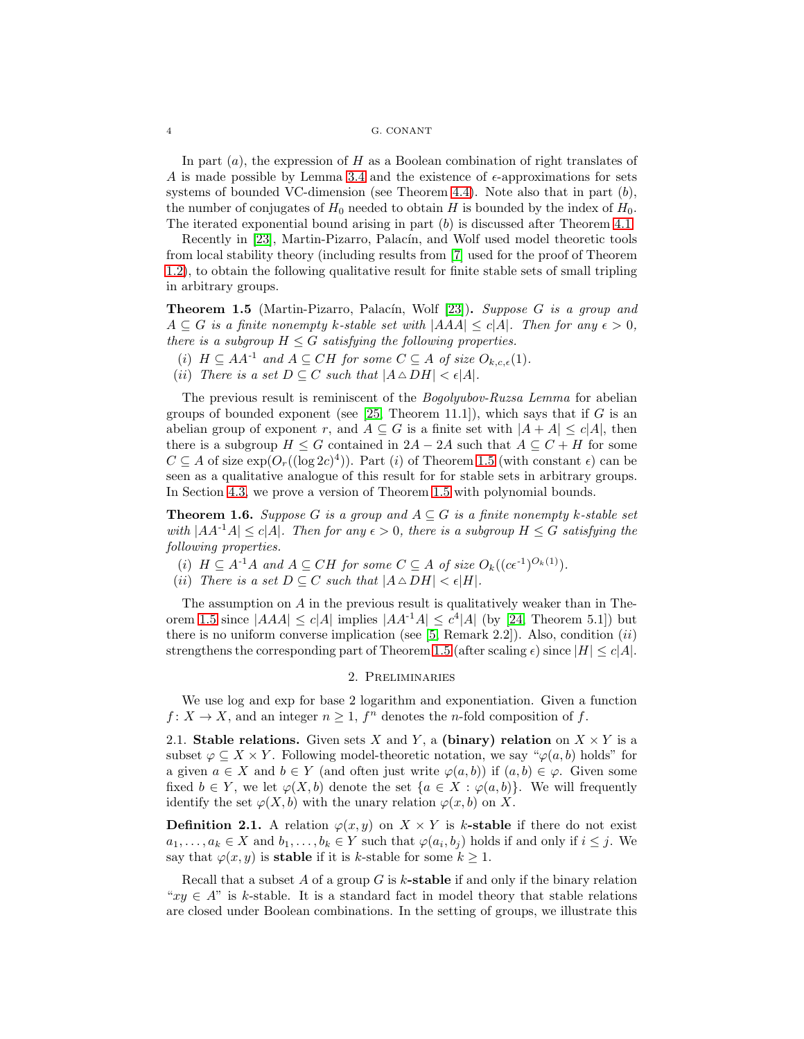In part $(a)$, the expression of $H$ as a Boolean combination of right translates of $A$ is made possible by Lemma 3.4 and the existence of $\epsilon$-approximations for sets systems of bounded VC-dimension (see Theorem 4.4). Note also that in part $(b)$, the number of conjugates of $H_0$ needed to obtain $H$ is bounded by the index of $H_0$. The iterated exponential bound arising in part $(b)$ is discussed after Theorem 4.1.

Recently in [23], Martin-Pizarro, Palacín, and Wolf used model theoretic tools from local stability theory (including results from [7] used for the proof of Theorem 1.2), to obtain the following qualitative result for finite stable sets of small tripling in arbitrary groups.

**Theorem 1.5** (Martin-Pizarro, Palacín, Wolf [23]). *Suppose $G$ is a group and $A \subseteq G$ is a finite nonempty $k$-stable set with $|AAA| \leq c|A|$. Then for any $\epsilon > 0$, there is a subgroup $H \leq G$ satisfying the following properties.*

- (i) *$H \subseteq AA^{-1}$ and $A \subseteq CH$ for some $C \subseteq A$ of size $O_{k,c,\epsilon}(1)$.*
- (ii) *There is a set $D \subseteq C$ such that $|A \triangle DH| < \epsilon|A|$.*

The previous result is reminiscent of the *Bogolyubov-Ruzsa Lemma* for abelian groups of bounded exponent (see [25, Theorem 11.1]), which says that if $G$ is an abelian group of exponent $r$, and $A \subseteq G$ is a finite set with $|A + A| \leq c|A|$, then there is a subgroup $H \leq G$ contained in $2A - 2A$ such that $A \subseteq C + H$ for some $C \subseteq A$ of size $\exp(O_r((\log 2c)^4))$. Part $(i)$ of Theorem 1.5 (with constant $\epsilon$) can be seen as a qualitative analogue of this result for for stable sets in arbitrary groups. In Section 4.3, we prove a version of Theorem 1.5 with polynomial bounds.

**Theorem 1.6.** *Suppose $G$ is a group and $A \subseteq G$ is a finite nonempty $k$-stable set with $|AA^{-1}A| \leq c|A|$. Then for any $\epsilon > 0$, there is a subgroup $H \leq G$ satisfying the following properties.*

- (i) *$H \subseteq A^{-1}A$ and $A \subseteq CH$ for some $C \subseteq A$ of size $O_k((c\epsilon^{-1})^{O_k(1)})$.*
- (ii) *There is a set $D \subseteq C$ such that $|A \triangle DH| < \epsilon|H|$.*

The assumption on $A$ in the previous result is qualitatively weaker than in Theorem 1.5 since $|AAA| \leq c|A|$ implies $|AA^{-1}A| \leq c^4|A|$ (by [24, Theorem 5.1]) but there is no uniform converse implication (see [5, Remark 2.2]). Also, condition $(ii)$ strengthens the corresponding part of Theorem 1.5 (after scaling $\epsilon$) since $|H| \leq c|A|$.

## 2. Preliminaries

We use log and exp for base 2 logarithm and exponentiation. Given a function $f \colon X \to X$, and an integer $n \geq 1$, $f^n$ denotes the $n$-fold composition of $f$.

**2.1. Stable relations.** Given sets $X$ and $Y$, a **(binary) relation** on $X \times Y$ is a subset $\varphi \subseteq X \times Y$. Following model-theoretic notation, we say "$\varphi(a, b)$ holds" for a given $a \in X$ and $b \in Y$ (and often just write $\varphi(a, b)$) if $(a, b) \in \varphi$. Given some fixed $b \in Y$, we let $\varphi(X, b)$ denote the set $\{a \in X : \varphi(a, b)\}$. We will frequently identify the set $\varphi(X, b)$ with the unary relation $\varphi(x, b)$ on $X$.

**Definition 2.1.** A relation $\varphi(x, y)$ on $X \times Y$ is **$k$-stable** if there do not exist $a_1, \ldots, a_k \in X$ and $b_1, \ldots, b_k \in Y$ such that $\varphi(a_i, b_j)$ holds if and only if $i \leq j$. We say that $\varphi(x, y)$ is **stable** if it is $k$-stable for some $k \geq 1$.

Recall that a subset $A$ of a group $G$ is **$k$-stable** if and only if the binary relation "$xy \in A$" is $k$-stable. It is a standard fact in model theory that stable relations are closed under Boolean combinations. In the setting of groups, we illustrate this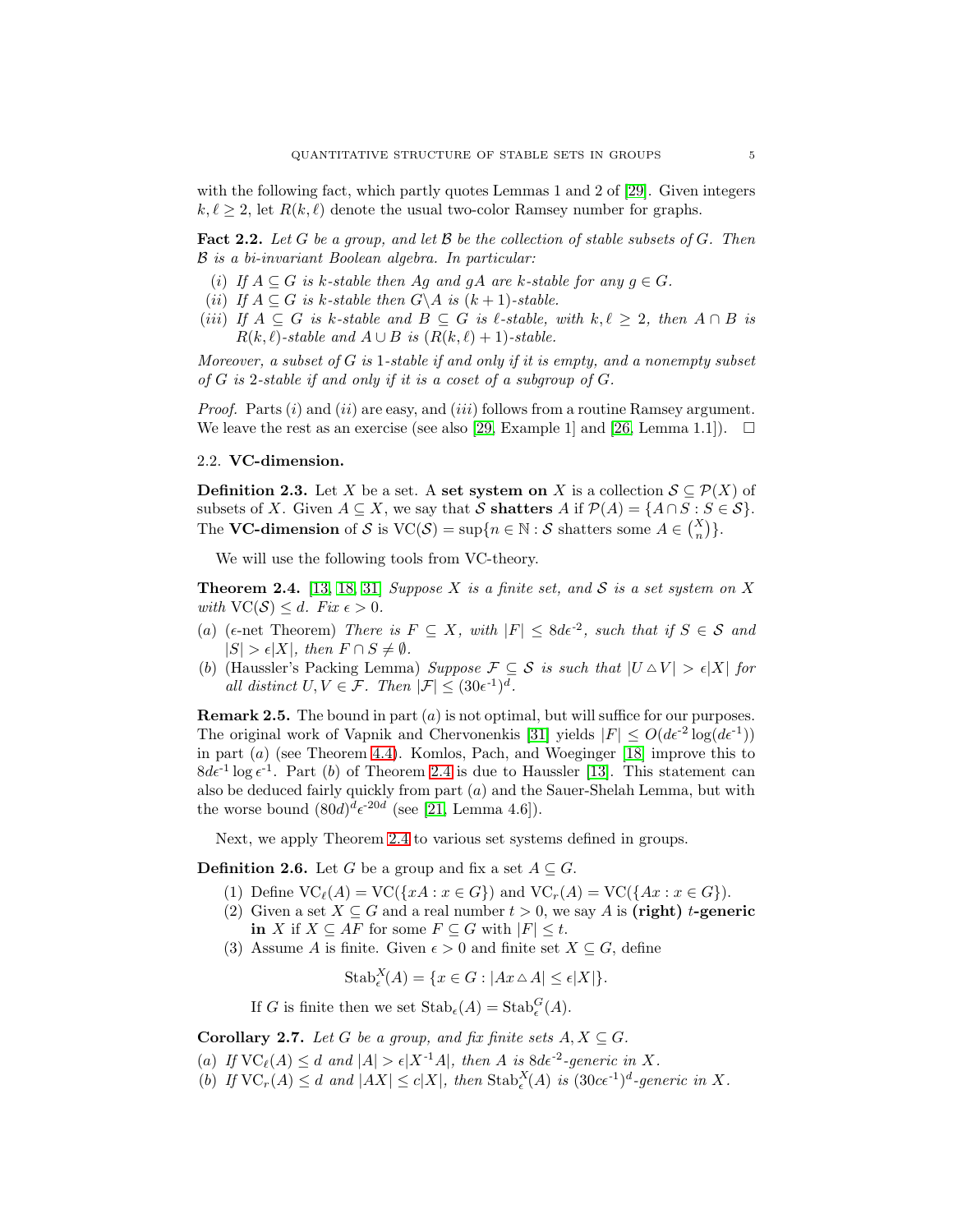with the following fact, which partly quotes Lemmas 1 and 2 of [29]. Given integers $k, \ell \geq 2$, let $R(k,\ell)$ denote the usual two-color Ramsey number for graphs.

**Fact 2.2.** *Let $G$ be a group, and let $\mathcal{B}$ be the collection of stable subsets of $G$. Then $\mathcal{B}$ is a bi-invariant Boolean algebra. In particular:*

*(i) If $A \subseteq G$ is $k$-stable then $Ag$ and $gA$ are $k$-stable for any $g \in G$.*
*(ii) If $A \subseteq G$ is $k$-stable then $G \backslash A$ is $(k+1)$-stable.*
*(iii) If $A \subseteq G$ is $k$-stable and $B \subseteq G$ is $\ell$-stable, with $k, \ell \geq 2$, then $A \cap B$ is $R(k,\ell)$-stable and $A \cup B$ is $(R(k,\ell)+1)$-stable.*

*Moreover, a subset of $G$ is 1-stable if and only if it is empty, and a nonempty subset of $G$ is 2-stable if and only if it is a coset of a subgroup of $G$.*

*Proof.* Parts $(i)$ and $(ii)$ are easy, and $(iii)$ follows from a routine Ramsey argument. We leave the rest as an exercise (see also [29, Example 1] and [26, Lemma 1.1]). $\square$

### 2.2. VC-dimension.

**Definition 2.3.** Let $X$ be a set. A **set system on** $X$ is a collection $\mathcal{S} \subseteq \mathcal{P}(X)$ of subsets of $X$. Given $A \subseteq X$, we say that $\mathcal{S}$ **shatters** $A$ if $\mathcal{P}(A) = \{A \cap S : S \in \mathcal{S}\}$. The **VC-dimension** of $\mathcal{S}$ is $\mathrm{VC}(\mathcal{S}) = \sup\{n \in \mathbb{N} : \mathcal{S} \text{ shatters some } A \in \binom{X}{n}\}$.

We will use the following tools from VC-theory.

**Theorem 2.4.** [13, 18, 31] *Suppose $X$ is a finite set, and $\mathcal{S}$ is a set system on $X$ with $\mathrm{VC}(\mathcal{S}) \leq d$. Fix $\epsilon > 0$.*

*(a) ($\epsilon$-net Theorem) There is $F \subseteq X$, with $|F| \leq 8d\epsilon^{-2}$, such that if $S \in \mathcal{S}$ and $|S| > \epsilon|X|$, then $F \cap S \neq \emptyset$.*
*(b) (Haussler's Packing Lemma) Suppose $\mathcal{F} \subseteq \mathcal{S}$ is such that $|U \triangle V| > \epsilon|X|$ for all distinct $U, V \in \mathcal{F}$. Then $|\mathcal{F}| \leq (30\epsilon^{-1})^d$.*

**Remark 2.5.** The bound in part $(a)$ is not optimal, but will suffice for our purposes. The original work of Vapnik and Chervonenkis [31] yields $|F| \leq O(d\epsilon^{-2}\log(d\epsilon^{-1}))$ in part $(a)$ (see Theorem 4.4). Komlos, Pach, and Woeginger [18] improve this to $8d\epsilon^{-1}\log\epsilon^{-1}$. Part $(b)$ of Theorem 2.4 is due to Haussler [13]. This statement can also be deduced fairly quickly from part $(a)$ and the Sauer-Shelah Lemma, but with the worse bound $(80d)^d\epsilon^{-20d}$ (see [21, Lemma 4.6]).

Next, we apply Theorem 2.4 to various set systems defined in groups.

**Definition 2.6.** Let $G$ be a group and fix a set $A \subseteq G$.

(1) Define $\mathrm{VC}_\ell(A) = \mathrm{VC}(\{xA : x \in G\})$ and $\mathrm{VC}_r(A) = \mathrm{VC}(\{Ax : x \in G\})$.
(2) Given a set $X \subseteq G$ and a real number $t > 0$, we say $A$ is **(right) $t$-generic in** $X$ if $X \subseteq AF$ for some $F \subseteq G$ with $|F| \leq t$.
(3) Assume $A$ is finite. Given $\epsilon > 0$ and finite set $X \subseteq G$, define

$$\mathrm{Stab}^X_\epsilon(A) = \{x \in G : |Ax \triangle A| \leq \epsilon|X|\}.$$

If $G$ is finite then we set $\mathrm{Stab}_\epsilon(A) = \mathrm{Stab}^G_\epsilon(A)$.

**Corollary 2.7.** *Let $G$ be a group, and fix finite sets $A, X \subseteq G$.*

*(a) If $\mathrm{VC}_\ell(A) \leq d$ and $|A| > \epsilon|X^{-1}A|$, then $A$ is $8d\epsilon^{-2}$-generic in $X$.*
*(b) If $\mathrm{VC}_r(A) \leq d$ and $|AX| \leq c|X|$, then $\mathrm{Stab}^X_\epsilon(A)$ is $(30c\epsilon^{-1})^d$-generic in $X$.*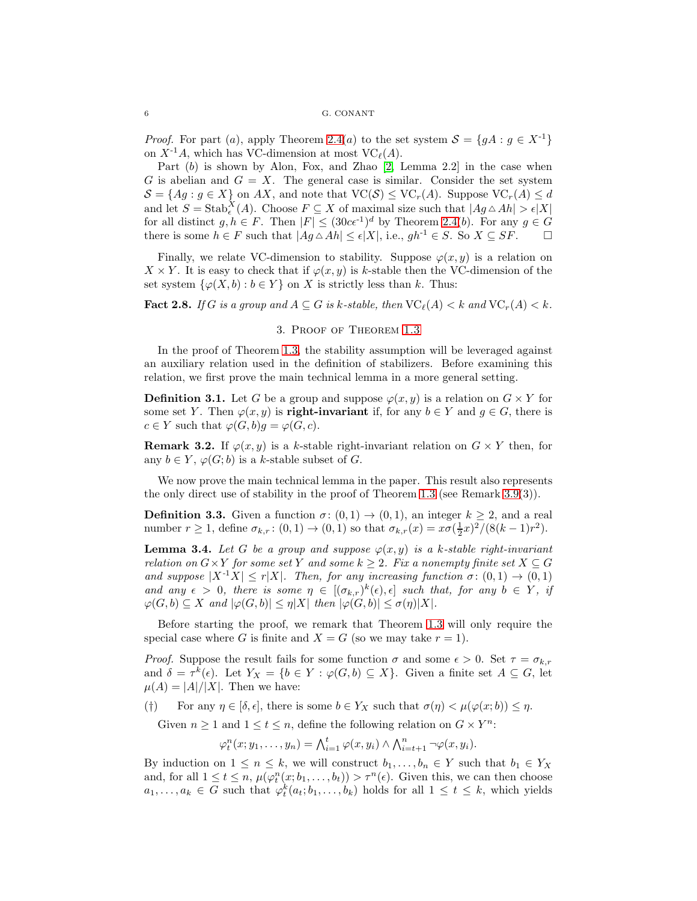*Proof.* For part $(a)$, apply Theorem 2.4$(a)$ to the set system $\mathcal{S} = \{gA : g \in X^{-1}\}$ on $X^{-1}A$, which has VC-dimension at most $\mathrm{VC}_\ell(A)$.

Part $(b)$ is shown by Alon, Fox, and Zhao [2, Lemma 2.2] in the case when $G$ is abelian and $G = X$. The general case is similar. Consider the set system $\mathcal{S} = \{Ag : g \in X\}$ on $AX$, and note that $\mathrm{VC}(\mathcal{S}) \leq \mathrm{VC}_r(A)$. Suppose $\mathrm{VC}_r(A) \leq d$ and let $S = \mathrm{Stab}^X_\epsilon(A)$. Choose $F \subseteq X$ of maximal size such that $|Ag \triangle Ah| > \epsilon|X|$ for all distinct $g, h \in F$. Then $|F| \leq (30c\epsilon^{-1})^d$ by Theorem 2.4$(b)$. For any $g \in G$ there is some $h \in F$ such that $|Ag \triangle Ah| \leq \epsilon|X|$, i.e., $gh^{-1} \in S$. So $X \subseteq SF$. $\square$

Finally, we relate VC-dimension to stability. Suppose $\varphi(x, y)$ is a relation on $X \times Y$. It is easy to check that if $\varphi(x, y)$ is $k$-stable then the VC-dimension of the set system $\{\varphi(X, b) : b \in Y\}$ on $X$ is strictly less than $k$. Thus:

**Fact 2.8.** *If $G$ is a group and $A \subseteq G$ is $k$-stable, then $\mathrm{VC}_\ell(A) < k$ and $\mathrm{VC}_r(A) < k$.*

## 3. Proof of Theorem 1.3

In the proof of Theorem 1.3, the stability assumption will be leveraged against an auxiliary relation used in the definition of stabilizers. Before examining this relation, we first prove the main technical lemma in a more general setting.

**Definition 3.1.** Let $G$ be a group and suppose $\varphi(x, y)$ is a relation on $G \times Y$ for some set $Y$. Then $\varphi(x, y)$ is **right-invariant** if, for any $b \in Y$ and $g \in G$, there is $c \in Y$ such that $\varphi(G, b)g = \varphi(G, c)$.

**Remark 3.2.** If $\varphi(x, y)$ is a $k$-stable right-invariant relation on $G \times Y$ then, for any $b \in Y$, $\varphi(G; b)$ is a $k$-stable subset of $G$.

We now prove the main technical lemma in the paper. This result also represents the only direct use of stability in the proof of Theorem 1.3 (see Remark 3.9(3)).

**Definition 3.3.** Given a function $\sigma \colon (0, 1) \to (0, 1)$, an integer $k \geq 2$, and a real number $r \geq 1$, define $\sigma_{k,r} \colon (0, 1) \to (0, 1)$ so that $\sigma_{k,r}(x) = x\sigma(\frac{1}{2}x)^2/(8(k-1)r^2)$.

**Lemma 3.4.** *Let $G$ be a group and suppose $\varphi(x, y)$ is a $k$-stable right-invariant relation on $G \times Y$ for some set $Y$ and some $k \geq 2$. Fix a nonempty finite set $X \subseteq G$ and suppose $|X^{-1}X| \leq r|X|$. Then, for any increasing function $\sigma \colon (0, 1) \to (0, 1)$ and any $\epsilon > 0$, there is some $\eta \in [(\sigma_{k,r})^k(\epsilon), \epsilon]$ such that, for any $b \in Y$, if $\varphi(G, b) \subseteq X$ and $|\varphi(G, b)| \leq \eta|X|$ then $|\varphi(G, b)| \leq \sigma(\eta)|X|$.*

Before starting the proof, we remark that Theorem 1.3 will only require the special case where $G$ is finite and $X = G$ (so we may take $r = 1$).

*Proof.* Suppose the result fails for some function $\sigma$ and some $\epsilon > 0$. Set $\tau = \sigma_{k,r}$ and $\delta = \tau^k(\epsilon)$. Let $Y_X = \{b \in Y : \varphi(G, b) \subseteq X\}$. Given a finite set $A \subseteq G$, let $\mu(A) = |A|/|X|$. Then we have:

($\dagger$) For any $\eta \in [\delta, \epsilon]$, there is some $b \in Y_X$ such that $\sigma(\eta) < \mu(\varphi(x; b)) \leq \eta$.

Given $n \geq 1$ and $1 \leq t \leq n$, define the following relation on $G \times Y^n$:

$$\varphi^n_t(x; y_1, \ldots, y_n) = \textstyle\bigwedge_{i=1}^t \varphi(x, y_i) \wedge \bigwedge_{i=t+1}^n \neg\varphi(x, y_i).$$

By induction on $1 \leq n \leq k$, we will construct $b_1, \ldots, b_n \in Y$ such that $b_1 \in Y_X$ and, for all $1 \leq t \leq n$, $\mu(\varphi^n_t(x; b_1, \ldots, b_t)) > \tau^n(\epsilon)$. Given this, we can then choose $a_1, \ldots, a_k \in G$ such that $\varphi^k_t(a_t; b_1, \ldots, b_k)$ holds for all $1 \leq t \leq k$, which yields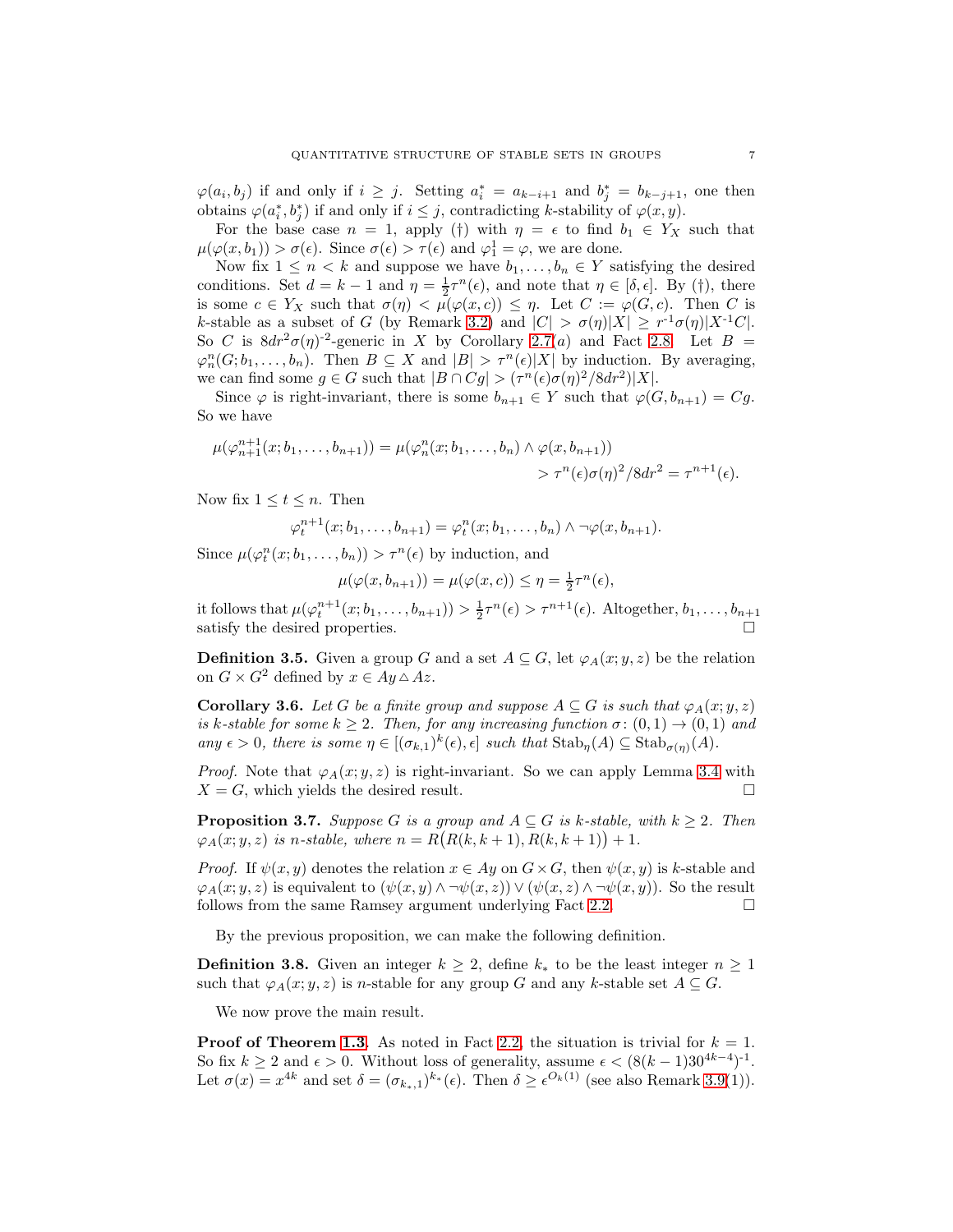$\varphi(a_i, b_j)$ if and only if $i \geq j$. Setting $a_i^* = a_{k-i+1}$ and $b_j^* = b_{k-j+1}$, one then obtains $\varphi(a_i^*, b_j^*)$ if and only if $i \leq j$, contradicting $k$-stability of $\varphi(x, y)$.

For the base case $n = 1$, apply (†) with $\eta = \epsilon$ to find $b_1 \in Y_X$ such that $\mu(\varphi(x, b_1)) > \sigma(\epsilon)$. Since $\sigma(\epsilon) > \tau(\epsilon)$ and $\varphi_1^1 = \varphi$, we are done.

Now fix $1 \leq n < k$ and suppose we have $b_1, \ldots, b_n \in Y$ satisfying the desired conditions. Set $d = k - 1$ and $\eta = \frac{1}{2}\tau^n(\epsilon)$, and note that $\eta \in [\delta, \epsilon]$. By (†), there is some $c \in Y_X$ such that $\sigma(\eta) < \mu(\varphi(x, c)) \leq \eta$. Let $C := \varphi(G, c)$. Then $C$ is $k$-stable as a subset of $G$ (by Remark 3.2) and $|C| > \sigma(\eta)|X| \geq r^{-1}\sigma(\eta)|X^{-1}C|$. So $C$ is $8dr^2\sigma(\eta)^{-2}$-generic in $X$ by Corollary 2.7(a) and Fact 2.8. Let $B = \varphi_n^n(G; b_1, \ldots, b_n)$. Then $B \subseteq X$ and $|B| > \tau^n(\epsilon)|X|$ by induction. By averaging, we can find some $g \in G$ such that $|B \cap Cg| > (\tau^n(\epsilon)\sigma(\eta)^2/8dr^2)|X|$.

Since $\varphi$ is right-invariant, there is some $b_{n+1} \in Y$ such that $\varphi(G, b_{n+1}) = Cg$. So we have

$$\begin{aligned}\mu(\varphi_{n+1}^{n+1}(x; b_1, \ldots, b_{n+1})) &= \mu(\varphi_n^n(x; b_1, \ldots, b_n) \wedge \varphi(x, b_{n+1})) \\ &> \tau^n(\epsilon)\sigma(\eta)^2/8dr^2 = \tau^{n+1}(\epsilon).\end{aligned}$$

Now fix $1 \leq t \leq n$. Then

$$\varphi_t^{n+1}(x; b_1, \ldots, b_{n+1}) = \varphi_t^n(x; b_1, \ldots, b_n) \wedge \neg\varphi(x, b_{n+1}).$$

Since $\mu(\varphi_t^n(x; b_1, \ldots, b_n)) > \tau^n(\epsilon)$ by induction, and

$$\mu(\varphi(x, b_{n+1})) = \mu(\varphi(x, c)) \leq \eta = \tfrac{1}{2}\tau^n(\epsilon),$$

it follows that $\mu(\varphi_t^{n+1}(x; b_1, \ldots, b_{n+1})) > \frac{1}{2}\tau^n(\epsilon) > \tau^{n+1}(\epsilon)$. Altogether, $b_1, \ldots, b_{n+1}$ satisfy the desired properties. □

**Definition 3.5.** Given a group $G$ and a set $A \subseteq G$, let $\varphi_A(x; y, z)$ be the relation on $G \times G^2$ defined by $x \in Ay \,\triangle\, Az$.

**Corollary 3.6.** *Let $G$ be a finite group and suppose $A \subseteq G$ is such that $\varphi_A(x; y, z)$ is $k$-stable for some $k \geq 2$. Then, for any increasing function $\sigma\colon (0,1) \to (0,1)$ and any $\epsilon > 0$, there is some $\eta \in [(\sigma_{k,1})^k(\epsilon), \epsilon]$ such that $\mathrm{Stab}_\eta(A) \subseteq \mathrm{Stab}_{\sigma(\eta)}(A)$.*

*Proof.* Note that $\varphi_A(x; y, z)$ is right-invariant. So we can apply Lemma 3.4 with $X = G$, which yields the desired result. □

**Proposition 3.7.** *Suppose $G$ is a group and $A \subseteq G$ is $k$-stable, with $k \geq 2$. Then $\varphi_A(x; y, z)$ is $n$-stable, where $n = R\big(R(k, k+1), R(k, k+1)\big) + 1$.*

*Proof.* If $\psi(x, y)$ denotes the relation $x \in Ay$ on $G \times G$, then $\psi(x, y)$ is $k$-stable and $\varphi_A(x; y, z)$ is equivalent to $(\psi(x, y) \wedge \neg\psi(x, z)) \vee (\psi(x, z) \wedge \neg\psi(x, y))$. So the result follows from the same Ramsey argument underlying Fact 2.2. □

By the previous proposition, we can make the following definition.

**Definition 3.8.** Given an integer $k \geq 2$, define $k_*$ to be the least integer $n \geq 1$ such that $\varphi_A(x; y, z)$ is $n$-stable for any group $G$ and any $k$-stable set $A \subseteq G$.

We now prove the main result.

**Proof of Theorem 1.3.** As noted in Fact 2.2, the situation is trivial for $k = 1$. So fix $k \geq 2$ and $\epsilon > 0$. Without loss of generality, assume $\epsilon < (8(k-1)30^{4k-4})^{-1}$. Let $\sigma(x) = x^{4k}$ and set $\delta = (\sigma_{k_*,1})^{k_*}(\epsilon)$. Then $\delta \geq \epsilon^{O_k(1)}$ (see also Remark 3.9(1)).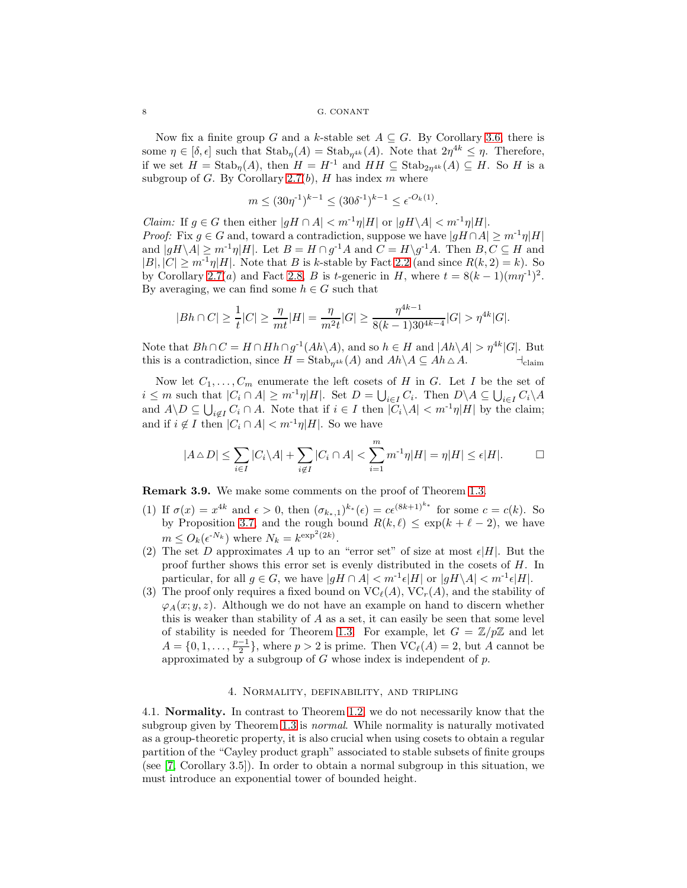Now fix a finite group $G$ and a $k$-stable set $A \subseteq G$. By Corollary 3.6, there is some $\eta \in [\delta, \epsilon]$ such that $\mathrm{Stab}_\eta(A) = \mathrm{Stab}_{\eta^{4k}}(A)$. Note that $2\eta^{4k} \leq \eta$. Therefore, if we set $H = \mathrm{Stab}_\eta(A)$, then $H = H^{-1}$ and $HH \subseteq \mathrm{Stab}_{2\eta^{4k}}(A) \subseteq H$. So $H$ is a subgroup of $G$. By Corollary 2.7(*b*), $H$ has index $m$ where

$$m \leq (30\eta^{-1})^{k-1} \leq (30\delta^{-1})^{k-1} \leq \epsilon^{-O_k(1)}.$$

*Claim:* If $g \in G$ then either $|gH \cap A| < m^{-1}\eta|H|$ or $|gH \backslash A| < m^{-1}\eta|H|$.

*Proof:* Fix $g \in G$ and, toward a contradiction, suppose we have $|gH \cap A| \geq m^{-1}\eta|H|$ and $|gH \backslash A| \geq m^{-1}\eta|H|$. Let $B = H \cap g^{-1}A$ and $C = H \backslash g^{-1}A$. Then $B, C \subseteq H$ and $|B|, |C| \geq m^{-1}\eta|H|$. Note that $B$ is $k$-stable by Fact 2.2 (and since $R(k,2) = k$). So by Corollary 2.7(*a*) and Fact 2.8, $B$ is $t$-generic in $H$, where $t = 8(k-1)(m\eta^{-1})^2$. By averaging, we can find some $h \in G$ such that

$$|Bh \cap C| \geq \frac{1}{t}|C| \geq \frac{\eta}{mt}|H| = \frac{\eta}{m^2 t}|G| \geq \frac{\eta^{4k-1}}{8(k-1)30^{4k-4}}|G| > \eta^{4k}|G|.$$

Note that $Bh \cap C = H \cap Hh \cap g^{-1}(Ah \backslash A)$, and so $h \in H$ and $|Ah \backslash A| > \eta^{4k}|G|$. But this is a contradiction, since $H = \mathrm{Stab}_{\eta^{4k}}(A)$ and $Ah \backslash A \subseteq Ah \triangle A$. $\dashv_{\text{claim}}$

Now let $C_1, \ldots, C_m$ enumerate the left cosets of $H$ in $G$. Let $I$ be the set of $i \leq m$ such that $|C_i \cap A| \geq m^{-1}\eta|H|$. Set $D = \bigcup_{i \in I} C_i$. Then $D \backslash A \subseteq \bigcup_{i \in I} C_i \backslash A$ and $A \backslash D \subseteq \bigcup_{i \notin I} C_i \cap A$. Note that if $i \in I$ then $|C_i \backslash A| < m^{-1}\eta|H|$ by the claim; and if $i \notin I$ then $|C_i \cap A| < m^{-1}\eta|H|$. So we have

$$|A \triangle D| \leq \sum_{i \in I} |C_i \backslash A| + \sum_{i \notin I} |C_i \cap A| < \sum_{i=1}^{m} m^{-1}\eta|H| = \eta|H| \leq \epsilon|H|. \qquad \square$$

**Remark 3.9.** We make some comments on the proof of Theorem 1.3.

1. If $\sigma(x) = x^{4k}$ and $\epsilon > 0$, then $(\sigma_{k_*,1})^{k_*}(\epsilon) = c\epsilon^{(8k+1)^{k_*}}$ for some $c = c(k)$. So by Proposition 3.7 and the rough bound $R(k, \ell) \leq \exp(k + \ell - 2)$, we have $m \leq O_k(\epsilon^{-N_k})$ where $N_k = k^{\exp^2(2k)}$.
2. The set $D$ approximates $A$ up to an "error set" of size at most $\epsilon|H|$. But the proof further shows this error set is evenly distributed in the cosets of $H$. In particular, for all $g \in G$, we have $|gH \cap A| < m^{-1}\epsilon|H|$ or $|gH \backslash A| < m^{-1}\epsilon|H|$.
3. The proof only requires a fixed bound on $\mathrm{VC}_\ell(A)$, $\mathrm{VC}_r(A)$, and the stability of $\varphi_A(x; y, z)$. Although we do not have an example on hand to discern whether this is weaker than stability of $A$ as a set, it can easily be seen that some level of stability is needed for Theorem 1.3. For example, let $G = \mathbb{Z}/p\mathbb{Z}$ and let $A = \{0, 1, \ldots, \frac{p-1}{2}\}$, where $p > 2$ is prime. Then $\mathrm{VC}_\ell(A) = 2$, but $A$ cannot be approximated by a subgroup of $G$ whose index is independent of $p$.

## 4. Normality, definability, and tripling

4.1. **Normality.** In contrast to Theorem 1.2, we do not necessarily know that the subgroup given by Theorem 1.3 is *normal*. While normality is naturally motivated as a group-theoretic property, it is also crucial when using cosets to obtain a regular partition of the "Cayley product graph" associated to stable subsets of finite groups (see [7, Corollary 3.5]). In order to obtain a normal subgroup in this situation, we must introduce an exponential tower of bounded height.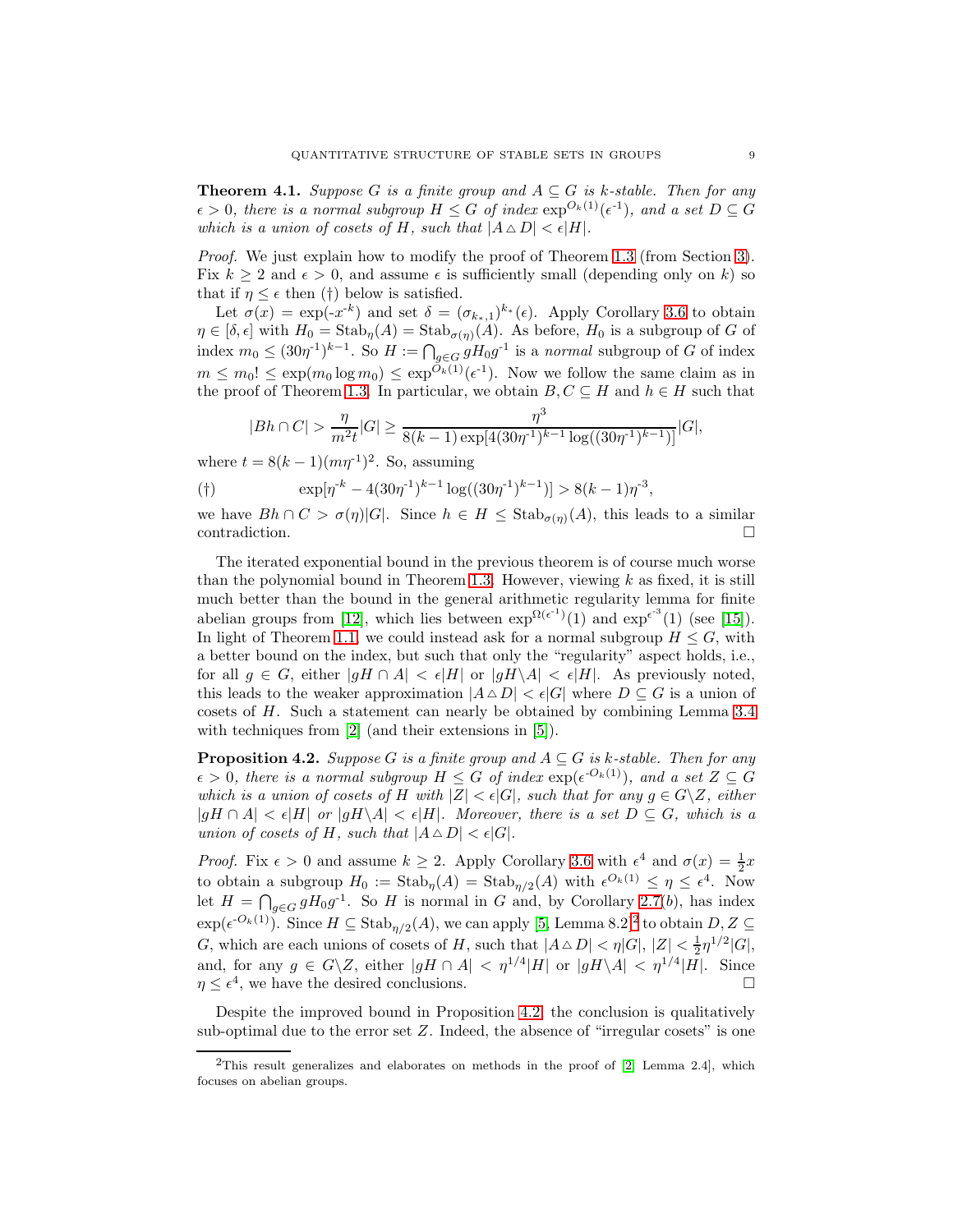**Theorem 4.1.** *Suppose $G$ is a finite group and $A \subseteq G$ is $k$-stable. Then for any $\epsilon > 0$, there is a normal subgroup $H \leq G$ of index $\exp^{O_k(1)}(\epsilon^{-1})$, and a set $D \subseteq G$ which is a union of cosets of $H$, such that $|A \triangle D| < \epsilon|H|$.*

*Proof.* We just explain how to modify the proof of Theorem 1.3 (from Section 3). Fix $k \geq 2$ and $\epsilon > 0$, and assume $\epsilon$ is sufficiently small (depending only on $k$) so that if $\eta \leq \epsilon$ then (†) below is satisfied.

Let $\sigma(x) = \exp(-x^{-k})$ and set $\delta = (\sigma_{k_*,1})^{k_*}(\epsilon)$. Apply Corollary 3.6 to obtain $\eta \in [\delta, \epsilon]$ with $H_0 = \mathrm{Stab}_\eta(A) = \mathrm{Stab}_{\sigma(\eta)}(A)$. As before, $H_0$ is a subgroup of $G$ of index $m_0 \leq (30\eta^{-1})^{k-1}$. So $H := \bigcap_{g \in G} gH_0g^{-1}$ is a *normal* subgroup of $G$ of index $m \leq m_0! \leq \exp(m_0 \log m_0) \leq \exp^{O_k(1)}(\epsilon^{-1})$. Now we follow the same claim as in the proof of Theorem 1.3. In particular, we obtain $B, C \subseteq H$ and $h \in H$ such that

$$|Bh \cap C| > \frac{\eta}{m^2 t}|G| \geq \frac{\eta^3}{8(k-1)\exp[4(30\eta^{-1})^{k-1}\log((30\eta^{-1})^{k-1})]}|G|,$$

where $t = 8(k-1)(m\eta^{-1})^2$. So, assuming

$$(\dagger) \qquad \exp[\eta^{-k} - 4(30\eta^{-1})^{k-1}\log((30\eta^{-1})^{k-1})] > 8(k-1)\eta^{-3},$$

we have $Bh \cap C > \sigma(\eta)|G|$. Since $h \in H \leq \mathrm{Stab}_{\sigma(\eta)}(A)$, this leads to a similar contradiction. $\square$

The iterated exponential bound in the previous theorem is of course much worse than the polynomial bound in Theorem 1.3. However, viewing $k$ as fixed, it is still much better than the bound in the general arithmetic regularity lemma for finite abelian groups from [12], which lies between $\exp^{\Omega(\epsilon^{-1})}(1)$ and $\exp^{\epsilon^{-3}}(1)$ (see [15]). In light of Theorem 1.1, we could instead ask for a normal subgroup $H \leq G$, with a better bound on the index, but such that only the "regularity" aspect holds, i.e., for all $g \in G$, either $|gH \cap A| < \epsilon|H|$ or $|gH \backslash A| < \epsilon|H|$. As previously noted, this leads to the weaker approximation $|A \triangle D| < \epsilon|G|$ where $D \subseteq G$ is a union of cosets of $H$. Such a statement can nearly be obtained by combining Lemma 3.4 with techniques from [2] (and their extensions in [5]).

**Proposition 4.2.** *Suppose $G$ is a finite group and $A \subseteq G$ is $k$-stable. Then for any $\epsilon > 0$, there is a normal subgroup $H \leq G$ of index $\exp(\epsilon^{-O_k(1)})$, and a set $Z \subseteq G$ which is a union of cosets of $H$ with $|Z| < \epsilon|G|$, such that for any $g \in G \backslash Z$, either $|gH \cap A| < \epsilon|H|$ or $|gH \backslash A| < \epsilon|H|$. Moreover, there is a set $D \subseteq G$, which is a union of cosets of $H$, such that $|A \triangle D| < \epsilon|G|$.*

*Proof.* Fix $\epsilon > 0$ and assume $k \geq 2$. Apply Corollary 3.6 with $\epsilon^4$ and $\sigma(x) = \frac{1}{2}x$ to obtain a subgroup $H_0 := \mathrm{Stab}_\eta(A) = \mathrm{Stab}_{\eta/2}(A)$ with $\epsilon^{O_k(1)} \leq \eta \leq \epsilon^4$. Now let $H = \bigcap_{g \in G} gH_0g^{-1}$. So $H$ is normal in $G$ and, by Corollary 2.7(*b*), has index $\exp(\epsilon^{-O_k(1)})$. Since $H \subseteq \mathrm{Stab}_{\eta/2}(A)$, we can apply [5, Lemma 8.2][2] to obtain $D, Z \subseteq G$, which are each unions of cosets of $H$, such that $|A \triangle D| < \eta|G|$, $|Z| < \frac{1}{2}\eta^{1/2}|G|$, and, for any $g \in G \backslash Z$, either $|gH \cap A| < \eta^{1/4}|H|$ or $|gH \backslash A| < \eta^{1/4}|H|$. Since $\eta \leq \epsilon^4$, we have the desired conclusions. $\square$

Despite the improved bound in Proposition 4.2, the conclusion is qualitatively sub-optimal due to the error set $Z$. Indeed, the absence of "irregular cosets" is one

[2] This result generalizes and elaborates on methods in the proof of [2, Lemma 2.4], which focuses on abelian groups.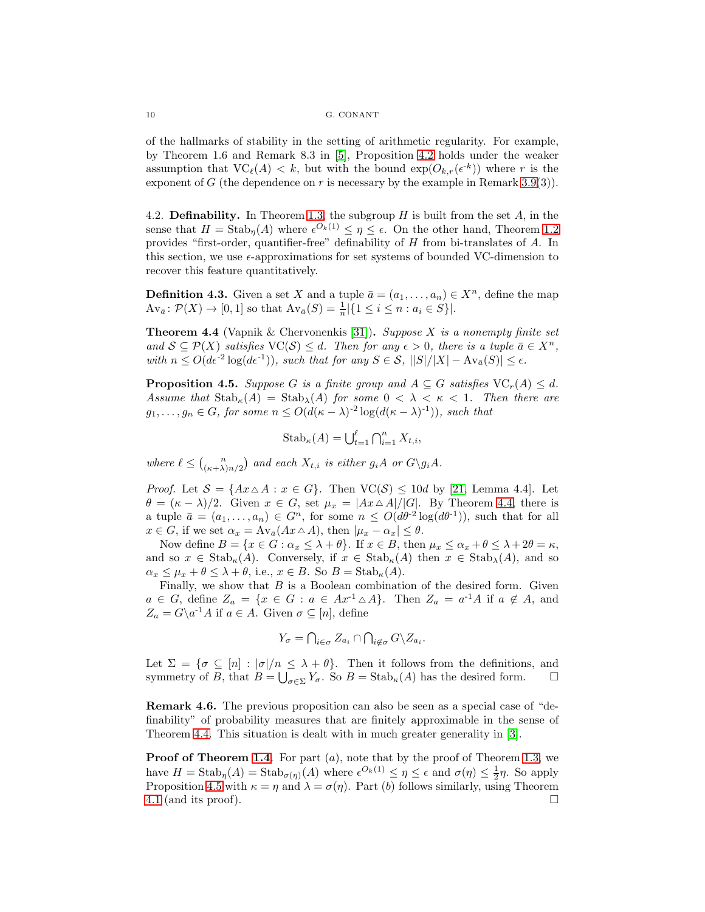of the hallmarks of stability in the setting of arithmetic regularity. For example, by Theorem 1.6 and Remark 8.3 in [5], Proposition 4.2 holds under the weaker assumption that $\mathrm{VC}_\ell(A) < k$, but with the bound $\exp(O_{k,r}(\epsilon^{-k}))$ where $r$ is the exponent of $G$ (the dependence on $r$ is necessary by the example in Remark 3.9(3)).

4.2. **Definability.** In Theorem 1.3, the subgroup $H$ is built from the set $A$, in the sense that $H = \mathrm{Stab}_\eta(A)$ where $\epsilon^{O_k(1)} \leq \eta \leq \epsilon$. On the other hand, Theorem 1.2 provides "first-order, quantifier-free" definability of $H$ from bi-translates of $A$. In this section, we use $\epsilon$-approximations for set systems of bounded VC-dimension to recover this feature quantitatively.

**Definition 4.3.** Given a set $X$ and a tuple $\bar{a} = (a_1, \ldots, a_n) \in X^n$, define the map $\mathrm{Av}_{\bar{a}} \colon \mathcal{P}(X) \to [0,1]$ so that $\mathrm{Av}_{\bar{a}}(S) = \frac{1}{n}|\{1 \leq i \leq n : a_i \in S\}|$.

**Theorem 4.4** (Vapnik & Chervonenkis [31]). *Suppose $X$ is a nonempty finite set and $\mathcal{S} \subseteq \mathcal{P}(X)$ satisfies $\mathrm{VC}(\mathcal{S}) \leq d$. Then for any $\epsilon > 0$, there is a tuple $\bar{a} \in X^n$, with $n \leq O(d\epsilon^{-2}\log(d\epsilon^{-1}))$, such that for any $S \in \mathcal{S}$, $||S|/|X| - \mathrm{Av}_{\bar{a}}(S)| \leq \epsilon$.*

**Proposition 4.5.** *Suppose $G$ is a finite group and $A \subseteq G$ satisfies $\mathrm{VC}_r(A) \leq d$. Assume that $\mathrm{Stab}_\kappa(A) = \mathrm{Stab}_\lambda(A)$ for some $0 < \lambda < \kappa < 1$. Then there are $g_1, \ldots, g_n \in G$, for some $n \leq O(d(\kappa - \lambda)^{-2}\log(d(\kappa-\lambda)^{-1}))$, such that*

$$\mathrm{Stab}_\kappa(A) = \textstyle\bigcup_{t=1}^{\ell} \bigcap_{i=1}^{n} X_{t,i},$$

*where $\ell \leq \binom{n}{(\kappa+\lambda)n/2}$ and each $X_{t,i}$ is either $g_iA$ or $G \backslash g_iA$.*

*Proof.* Let $\mathcal{S} = \{Ax \vartriangle A : x \in G\}$. Then $\mathrm{VC}(\mathcal{S}) \leq 10d$ by [21, Lemma 4.4]. Let $\theta = (\kappa - \lambda)/2$. Given $x \in G$, set $\mu_x = |Ax \vartriangle A|/|G|$. By Theorem 4.4, there is a tuple $\bar{a} = (a_1, \ldots, a_n) \in G^n$, for some $n \leq O(d\theta^{-2}\log(d\theta^{-1}))$, such that for all $x \in G$, if we set $\alpha_x = \mathrm{Av}_{\bar{a}}(Ax \vartriangle A)$, then $|\mu_x - \alpha_x| \leq \theta$.

Now define $B = \{x \in G : \alpha_x \leq \lambda + \theta\}$. If $x \in B$, then $\mu_x \leq \alpha_x + \theta \leq \lambda + 2\theta = \kappa$, and so $x \in \mathrm{Stab}_\kappa(A)$. Conversely, if $x \in \mathrm{Stab}_\kappa(A)$ then $x \in \mathrm{Stab}_\lambda(A)$, and so $\alpha_x \leq \mu_x + \theta \leq \lambda + \theta$, i.e., $x \in B$. So $B = \mathrm{Stab}_\kappa(A)$.

Finally, we show that $B$ is a Boolean combination of the desired form. Given $a \in G$, define $Z_a = \{x \in G : a \in Ax^{-1} \vartriangle A\}$. Then $Z_a = a^{-1}A$ if $a \notin A$, and $Z_a = G \backslash a^{-1}A$ if $a \in A$. Given $\sigma \subseteq [n]$, define

$$Y_\sigma = \textstyle\bigcap_{i \in \sigma} Z_{a_i} \cap \bigcap_{i \notin \sigma} G \backslash Z_{a_i}.$$

Let $\Sigma = \{\sigma \subseteq [n] : |\sigma|/n \leq \lambda + \theta\}$. Then it follows from the definitions, and symmetry of $B$, that $B = \bigcup_{\sigma \in \Sigma} Y_\sigma$. So $B = \mathrm{Stab}_\kappa(A)$ has the desired form. □

**Remark 4.6.** The previous proposition can also be seen as a special case of "definability" of probability measures that are finitely approximable in the sense of Theorem 4.4. This situation is dealt with in much greater generality in [3].

**Proof of Theorem 1.4.** For part $(a)$, note that by the proof of Theorem 1.3, we have $H = \mathrm{Stab}_\eta(A) = \mathrm{Stab}_{\sigma(\eta)}(A)$ where $\epsilon^{O_k(1)} \leq \eta \leq \epsilon$ and $\sigma(\eta) \leq \frac{1}{2}\eta$. So apply Proposition 4.5 with $\kappa = \eta$ and $\lambda = \sigma(\eta)$. Part $(b)$ follows similarly, using Theorem 4.1 (and its proof). □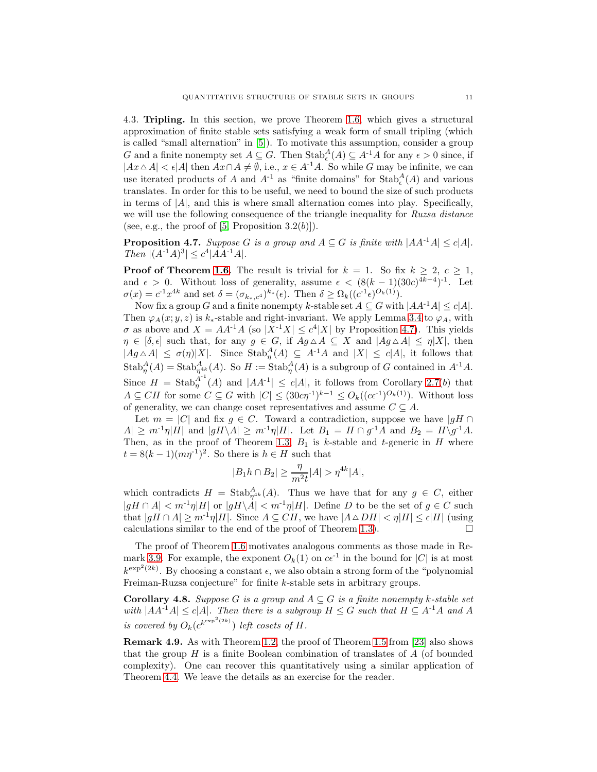### 4.3. Tripling.

In this section, we prove Theorem 1.6, which gives a structural approximation of finite stable sets satisfying a weak form of small tripling (which is called "small alternation" in [5]). To motivate this assumption, consider a group $G$ and a finite nonempty set $A \subseteq G$. Then $\mathrm{Stab}^A_\epsilon(A) \subseteq A^{-1}A$ for any $\epsilon > 0$ since, if $|Ax \triangle A| < \epsilon|A|$ then $Ax \cap A \neq \emptyset$, i.e., $x \in A^{-1}A$. So while $G$ may be infinite, we can use iterated products of $A$ and $A^{-1}$ as "finite domains" for $\mathrm{Stab}^A_\epsilon(A)$ and various translates. In order for this to be useful, we need to bound the size of such products in terms of $|A|$, and this is where small alternation comes into play. Specifically, we will use the following consequence of the triangle inequality for *Ruzsa distance* (see, e.g., the proof of [5, Proposition 3.2(b)]).

**Proposition 4.7.** *Suppose $G$ is a group and $A \subseteq G$ is finite with $|AA^{-1}A| \leq c|A|$. Then $|(A^{-1}A)^3| \leq c^4|AA^{-1}A|$.*

**Proof of Theorem 1.6.** The result is trivial for $k = 1$. So fix $k \geq 2$, $c \geq 1$, and $\epsilon > 0$. Without loss of generality, assume $\epsilon < (8(k-1)(30c)^{4k-4})^{-1}$. Let $\sigma(x) = c^{-1}x^{4k}$ and set $\delta = (\sigma_{k_*,c^4})^{k_*}(\epsilon)$. Then $\delta \geq \Omega_k((c^{-1}\epsilon)^{O_k(1)})$.

Now fix a group $G$ and a finite nonempty $k$-stable set $A \subseteq G$ with $|AA^{-1}A| \leq c|A|$. Then $\varphi_A(x; y, z)$ is $k_*$-stable and right-invariant. We apply Lemma 3.4 to $\varphi_A$, with $\sigma$ as above and $X = AA^{-1}A$ (so $|X^{-1}X| \leq c^4|X|$ by Proposition 4.7). This yields $\eta \in [\delta, \epsilon]$ such that, for any $g \in G$, if $Ag \triangle A \subseteq X$ and $|Ag \triangle A| \leq \eta|X|$, then $|Ag \triangle A| \leq \sigma(\eta)|X|$. Since $\mathrm{Stab}^A_\eta(A) \subseteq A^{-1}A$ and $|X| \leq c|A|$, it follows that $\mathrm{Stab}^A_\eta(A) = \mathrm{Stab}^A_{\eta^{4k}}(A)$. So $H := \mathrm{Stab}^A_\eta(A)$ is a subgroup of $G$ contained in $A^{-1}A$. Since $H = \mathrm{Stab}^{A^{-1}}_\eta(A)$ and $|AA^{-1}| \leq c|A|$, it follows from Corollary 2.7(*b*) that $A \subseteq CH$ for some $C \subseteq G$ with $|C| \leq (30c\eta^{-1})^{k-1} \leq O_k((c\epsilon^{-1})^{O_k(1)})$. Without loss of generality, we can change coset representatives and assume $C \subseteq A$.

Let $m = |C|$ and fix $g \in C$. Toward a contradiction, suppose we have $|gH \cap A| \geq m^{-1}\eta|H|$ and $|gH \backslash A| \geq m^{-1}\eta|H|$. Let $B_1 = H \cap g^{-1}A$ and $B_2 = H \backslash g^{-1}A$. Then, as in the proof of Theorem 1.3, $B_1$ is $k$-stable and $t$-generic in $H$ where $t = 8(k-1)(m\eta^{-1})^2$. So there is $h \in H$ such that

$$|B_1h \cap B_2| \geq \frac{\eta}{m^2t}|A| > \eta^{4k}|A|,$$

which contradicts $H = \mathrm{Stab}^A_{\eta^{4k}}(A)$. Thus we have that for any $g \in C$, either $|gH \cap A| < m^{-1}\eta|H|$ or $|gH \backslash A| < m^{-1}\eta|H|$. Define $D$ to be the set of $g \in C$ such that $|gH \cap A| \geq m^{-1}\eta|H|$. Since $A \subseteq CH$, we have $|A \triangle DH| < \eta|H| \leq \epsilon|H|$ (using calculations similar to the end of the proof of Theorem 1.3). □

The proof of Theorem 1.6 motivates analogous comments as those made in Remark 3.9. For example, the exponent $O_k(1)$ on $c\epsilon^{-1}$ in the bound for $|C|$ is at most $k^{\exp^2(2k)}$. By choosing a constant $\epsilon$, we also obtain a strong form of the "polynomial Freiman-Ruzsa conjecture" for finite $k$-stable sets in arbitrary groups.

**Corollary 4.8.** *Suppose $G$ is a group and $A \subseteq G$ is a finite nonempty $k$-stable set with $|AA^{-1}A| \leq c|A|$. Then there is a subgroup $H \leq G$ such that $H \subseteq A^{-1}A$ and $A$ is covered by $O_k(c^{k^{\exp^2(2k)}})$ left cosets of $H$.*

**Remark 4.9.** As with Theorem 1.2, the proof of Theorem 1.5 from [23] also shows that the group $H$ is a finite Boolean combination of translates of $A$ (of bounded complexity). One can recover this quantitatively using a similar application of Theorem 4.4. We leave the details as an exercise for the reader.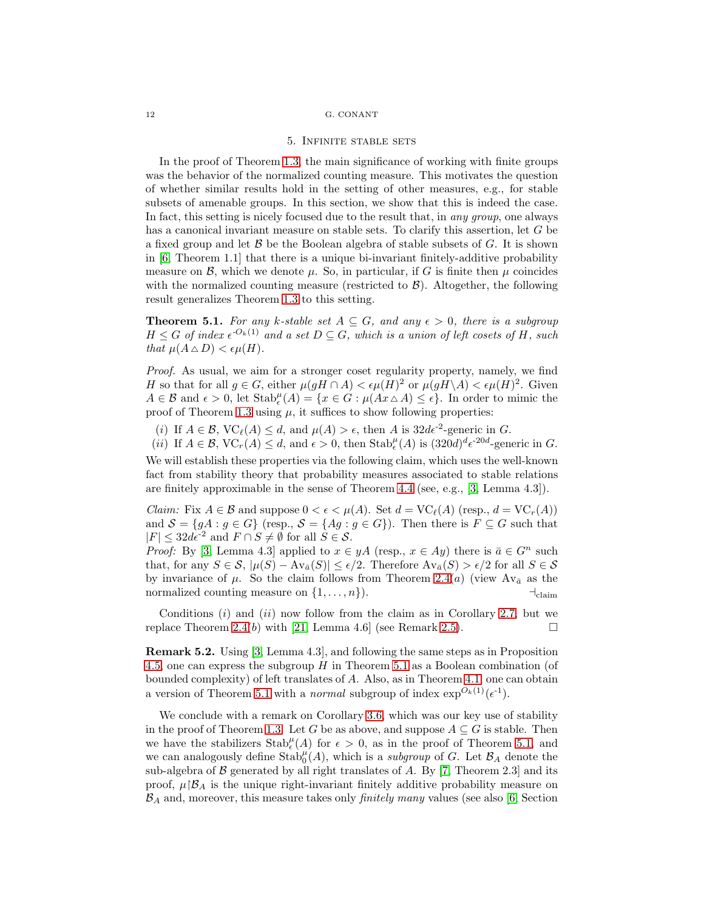## 5. Infinite stable sets

In the proof of Theorem 1.3, the main significance of working with finite groups was the behavior of the normalized counting measure. This motivates the question of whether similar results hold in the setting of other measures, e.g., for stable subsets of amenable groups. In this section, we show that this is indeed the case. In fact, this setting is nicely focused due to the result that, in *any group*, one always has a canonical invariant measure on stable sets. To clarify this assertion, let $G$ be a fixed group and let $\mathcal{B}$ be the Boolean algebra of stable subsets of $G$. It is shown in [6, Theorem 1.1] that there is a unique bi-invariant finitely-additive probability measure on $\mathcal{B}$, which we denote $\mu$. So, in particular, if $G$ is finite then $\mu$ coincides with the normalized counting measure (restricted to $\mathcal{B}$). Altogether, the following result generalizes Theorem 1.3 to this setting.

**Theorem 5.1.** *For any $k$-stable set $A \subseteq G$, and any $\epsilon > 0$, there is a subgroup $H \leq G$ of index $\epsilon^{-O_k(1)}$ and a set $D \subseteq G$, which is a union of left cosets of $H$, such that $\mu(A \triangle D) < \epsilon\mu(H)$.*

*Proof.* As usual, we aim for a stronger coset regularity property, namely, we find $H$ so that for all $g \in G$, either $\mu(gH \cap A) < \epsilon\mu(H)^2$ or $\mu(gH \backslash A) < \epsilon\mu(H)^2$. Given $A \in \mathcal{B}$ and $\epsilon > 0$, let $\mathrm{Stab}^\mu_\epsilon(A) = \{x \in G : \mu(Ax \triangle A) \leq \epsilon\}$. In order to mimic the proof of Theorem 1.3 using $\mu$, it suffices to show following properties:

($i$) If $A \in \mathcal{B}$, $\mathrm{VC}_\ell(A) \leq d$, and $\mu(A) > \epsilon$, then $A$ is $32d\epsilon^{-2}$-generic in $G$.

($ii$) If $A \in \mathcal{B}$, $\mathrm{VC}_r(A) \leq d$, and $\epsilon > 0$, then $\mathrm{Stab}^\mu_\epsilon(A)$ is $(320d)^d\epsilon^{-20d}$-generic in $G$.

We will establish these properties via the following claim, which uses the well-known fact from stability theory that probability measures associated to stable relations are finitely approximable in the sense of Theorem 4.4 (see, e.g., [3, Lemma 4.3]).

*Claim:* Fix $A \in \mathcal{B}$ and suppose $0 < \epsilon < \mu(A)$. Set $d = \mathrm{VC}_\ell(A)$ (resp., $d = \mathrm{VC}_r(A)$) and $\mathcal{S} = \{gA : g \in G\}$ (resp., $\mathcal{S} = \{Ag : g \in G\}$). Then there is $F \subseteq G$ such that $|F| \leq 32d\epsilon^{-2}$ and $F \cap S \neq \emptyset$ for all $S \in \mathcal{S}$.

*Proof:* By [3, Lemma 4.3] applied to $x \in yA$ (resp., $x \in Ay$) there is $\bar{a} \in G^n$ such that, for any $S \in \mathcal{S}$, $|\mu(S) - \mathrm{Av}_{\bar{a}}(S)| \leq \epsilon/2$. Therefore $\mathrm{Av}_{\bar{a}}(S) > \epsilon/2$ for all $S \in \mathcal{S}$ by invariance of $\mu$. So the claim follows from Theorem 2.4($a$) (view $\mathrm{Av}_{\bar{a}}$ as the normalized counting measure on $\{1, \ldots, n\}$). $\dashv_{\text{claim}}$

Conditions ($i$) and ($ii$) now follow from the claim as in Corollary 2.7, but we replace Theorem 2.4($b$) with [21, Lemma 4.6] (see Remark 2.5). □

**Remark 5.2.** Using [3, Lemma 4.3], and following the same steps as in Proposition 4.5, one can express the subgroup $H$ in Theorem 5.1 as a Boolean combination (of bounded complexity) of left translates of $A$. Also, as in Theorem 4.1, one can obtain a version of Theorem 5.1 with a *normal* subgroup of index $\exp^{O_k(1)}(\epsilon^{-1})$.

We conclude with a remark on Corollary 3.6, which was our key use of stability in the proof of Theorem 1.3. Let $G$ be as above, and suppose $A \subseteq G$ is stable. Then we have the stabilizers $\mathrm{Stab}^\mu_\epsilon(A)$ for $\epsilon > 0$, as in the proof of Theorem 5.1, and we can analogously define $\mathrm{Stab}^\mu_0(A)$, which is a *subgroup* of $G$. Let $\mathcal{B}_A$ denote the sub-algebra of $\mathcal{B}$ generated by all right translates of $A$. By [7, Theorem 2.3] and its proof, $\mu{\restriction}\mathcal{B}_A$ is the unique right-invariant finitely additive probability measure on $\mathcal{B}_A$ and, moreover, this measure takes only *finitely many* values (see also [6, Section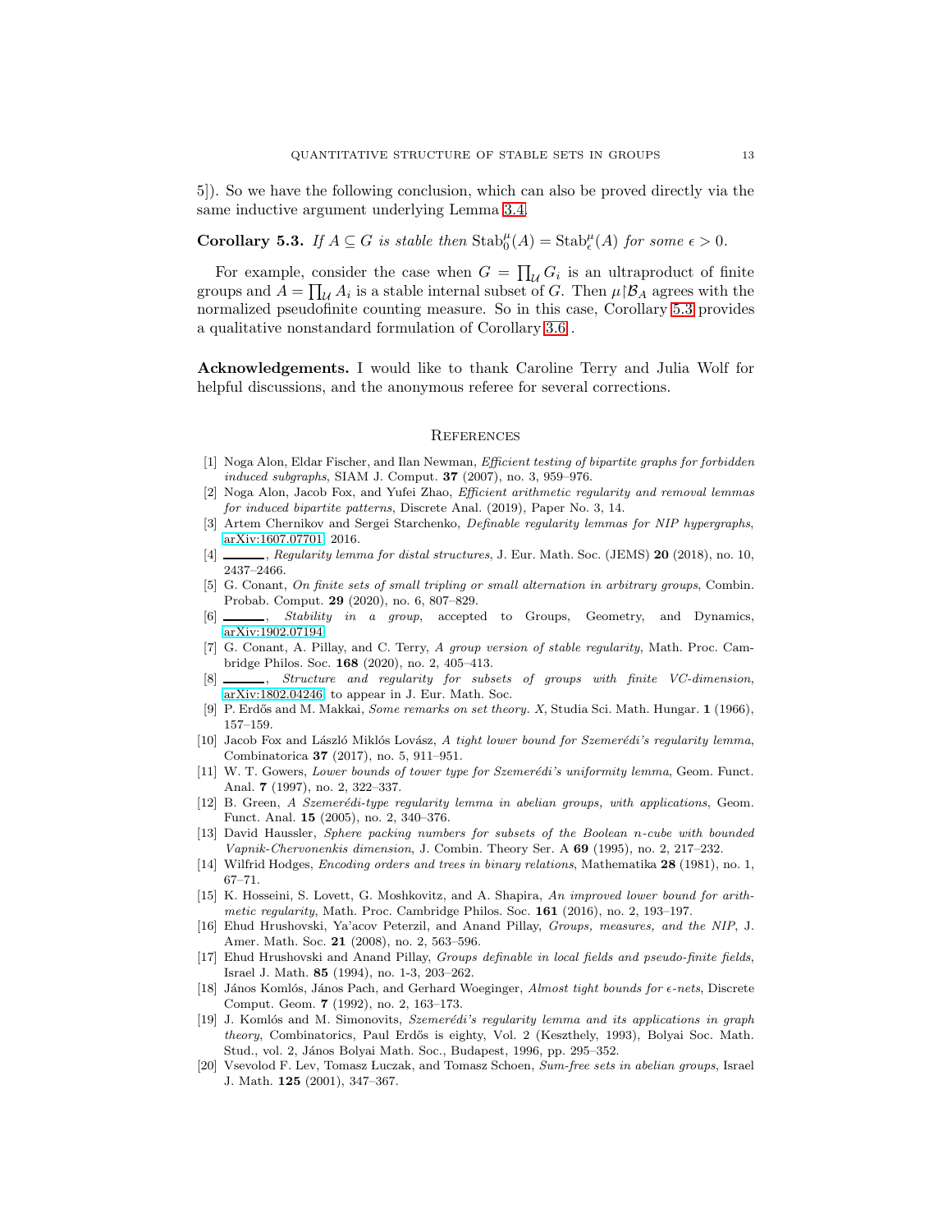5]). So we have the following conclusion, which can also be proved directly via the same inductive argument underlying Lemma 3.4.

**Corollary 5.3.** *If $A \subseteq G$ is stable then $\mathrm{Stab}^{\mu}_{0}(A) = \mathrm{Stab}^{\mu}_{\epsilon}(A)$ for some $\epsilon > 0$.*

For example, consider the case when $G = \prod_{\mathcal{U}} G_i$ is an ultraproduct of finite groups and $A = \prod_{\mathcal{U}} A_i$ is a stable internal subset of $G$. Then $\mu{\restriction}\mathcal{B}_A$ agrees with the normalized pseudofinite counting measure. So in this case, Corollary 5.3 provides a qualitative nonstandard formulation of Corollary 3.6 .

**Acknowledgements.** I would like to thank Caroline Terry and Julia Wolf for helpful discussions, and the anonymous referee for several corrections.

## References

[1] Noga Alon, Eldar Fischer, and Ilan Newman, *Efficient testing of bipartite graphs for forbidden induced subgraphs*, SIAM J. Comput. **37** (2007), no. 3, 959–976.

[2] Noga Alon, Jacob Fox, and Yufei Zhao, *Efficient arithmetic regularity and removal lemmas for induced bipartite patterns*, Discrete Anal. (2019), Paper No. 3, 14.

[3] Artem Chernikov and Sergei Starchenko, *Definable regularity lemmas for NIP hypergraphs*, arXiv:1607.07701, 2016.

[4] ______, *Regularity lemma for distal structures*, J. Eur. Math. Soc. (JEMS) **20** (2018), no. 10, 2437–2466.

[5] G. Conant, *On finite sets of small tripling or small alternation in arbitrary groups*, Combin. Probab. Comput. **29** (2020), no. 6, 807–829.

[6] ______, *Stability in a group*, accepted to Groups, Geometry, and Dynamics, arXiv:1902.07194.

[7] G. Conant, A. Pillay, and C. Terry, *A group version of stable regularity*, Math. Proc. Cambridge Philos. Soc. **168** (2020), no. 2, 405–413.

[8] ______, *Structure and regularity for subsets of groups with finite VC-dimension*, arXiv:1802.04246, to appear in J. Eur. Math. Soc.

[9] P. Erdős and M. Makkai, *Some remarks on set theory. X*, Studia Sci. Math. Hungar. **1** (1966), 157–159.

[10] Jacob Fox and László Miklós Lovász, *A tight lower bound for Szemerédi's regularity lemma*, Combinatorica **37** (2017), no. 5, 911–951.

[11] W. T. Gowers, *Lower bounds of tower type for Szemerédi's uniformity lemma*, Geom. Funct. Anal. **7** (1997), no. 2, 322–337.

[12] B. Green, *A Szemerédi-type regularity lemma in abelian groups, with applications*, Geom. Funct. Anal. **15** (2005), no. 2, 340–376.

[13] David Haussler, *Sphere packing numbers for subsets of the Boolean n-cube with bounded Vapnik-Chervonenkis dimension*, J. Combin. Theory Ser. A **69** (1995), no. 2, 217–232.

[14] Wilfrid Hodges, *Encoding orders and trees in binary relations*, Mathematika **28** (1981), no. 1, 67–71.

[15] K. Hosseini, S. Lovett, G. Moshkovitz, and A. Shapira, *An improved lower bound for arithmetic regularity*, Math. Proc. Cambridge Philos. Soc. **161** (2016), no. 2, 193–197.

[16] Ehud Hrushovski, Ya'acov Peterzil, and Anand Pillay, *Groups, measures, and the NIP*, J. Amer. Math. Soc. **21** (2008), no. 2, 563–596.

[17] Ehud Hrushovski and Anand Pillay, *Groups definable in local fields and pseudo-finite fields*, Israel J. Math. **85** (1994), no. 1-3, 203–262.

[18] János Komlós, János Pach, and Gerhard Woeginger, *Almost tight bounds for $\epsilon$-nets*, Discrete Comput. Geom. **7** (1992), no. 2, 163–173.

[19] J. Komlós and M. Simonovits, *Szemerédi's regularity lemma and its applications in graph theory*, Combinatorics, Paul Erdős is eighty, Vol. 2 (Keszthely, 1993), Bolyai Soc. Math. Stud., vol. 2, János Bolyai Math. Soc., Budapest, 1996, pp. 295–352.

[20] Vsevolod F. Lev, Tomasz Łuczak, and Tomasz Schoen, *Sum-free sets in abelian groups*, Israel J. Math. **125** (2001), 347–367.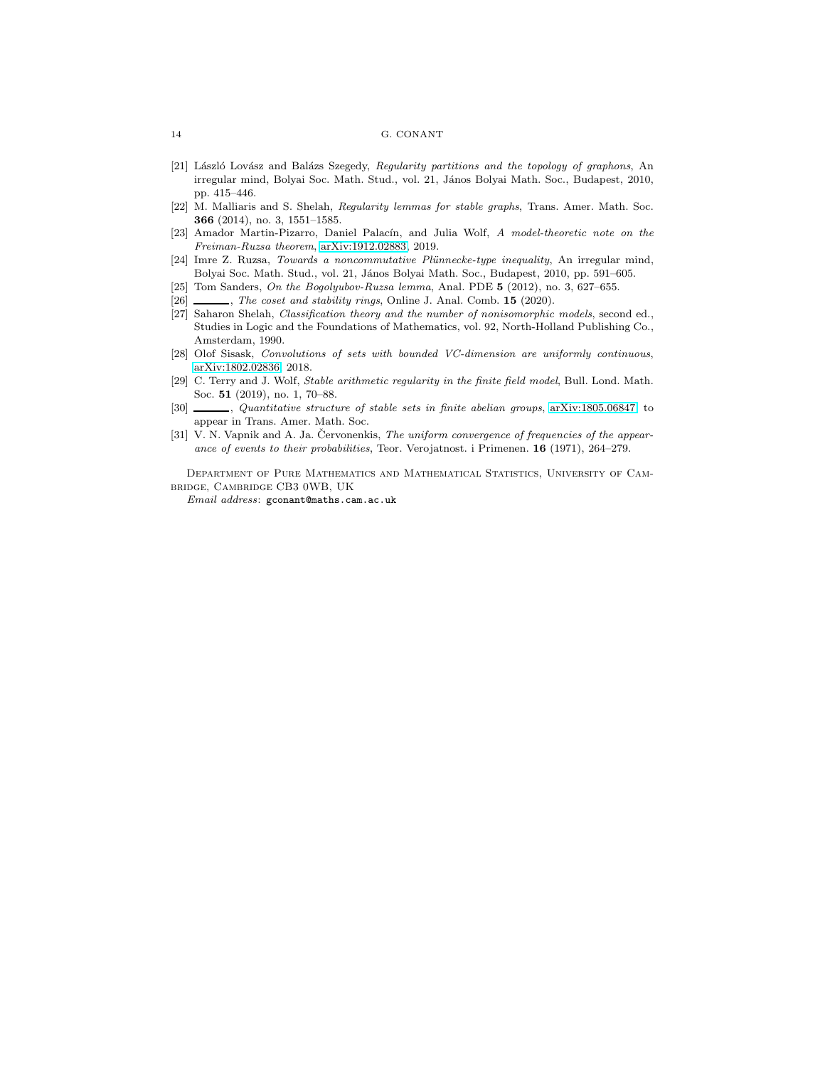[21] László Lovász and Balázs Szegedy, *Regularity partitions and the topology of graphons*, An irregular mind, Bolyai Soc. Math. Stud., vol. 21, János Bolyai Math. Soc., Budapest, 2010, pp. 415–446.

[22] M. Malliaris and S. Shelah, *Regularity lemmas for stable graphs*, Trans. Amer. Math. Soc. **366** (2014), no. 3, 1551–1585.

[23] Amador Martin-Pizarro, Daniel Palacín, and Julia Wolf, *A model-theoretic note on the Freiman-Ruzsa theorem*, arXiv:1912.02883, 2019.

[24] Imre Z. Ruzsa, *Towards a noncommutative Plünnecke-type inequality*, An irregular mind, Bolyai Soc. Math. Stud., vol. 21, János Bolyai Math. Soc., Budapest, 2010, pp. 591–605.

[25] Tom Sanders, *On the Bogolyubov-Ruzsa lemma*, Anal. PDE **5** (2012), no. 3, 627–655.

[26] ______, *The coset and stability rings*, Online J. Anal. Comb. **15** (2020).

[27] Saharon Shelah, *Classification theory and the number of nonisomorphic models*, second ed., Studies in Logic and the Foundations of Mathematics, vol. 92, North-Holland Publishing Co., Amsterdam, 1990.

[28] Olof Sisask, *Convolutions of sets with bounded VC-dimension are uniformly continuous*, arXiv:1802.02836, 2018.

[29] C. Terry and J. Wolf, *Stable arithmetic regularity in the finite field model*, Bull. Lond. Math. Soc. **51** (2019), no. 1, 70–88.

[30] ______, *Quantitative structure of stable sets in finite abelian groups*, arXiv:1805.06847, to appear in Trans. Amer. Math. Soc.

[31] V. N. Vapnik and A. Ja. Červonenkis, *The uniform convergence of frequencies of the appearance of events to their probabilities*, Teor. Verojatnost. i Primenen. **16** (1971), 264–279.

Department of Pure Mathematics and Mathematical Statistics, University of Cambridge, Cambridge CB3 0WB, UK

*Email address*: gconant@maths.cam.ac.uk